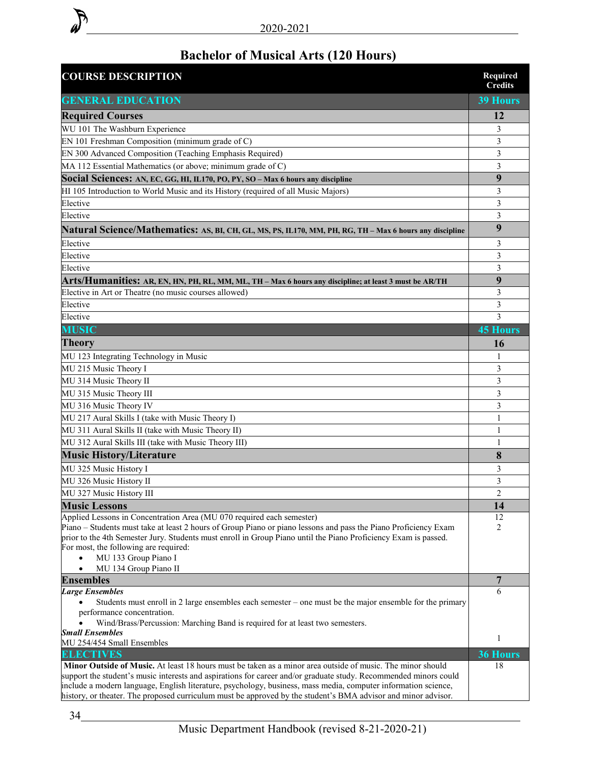# Bachelor of Musical Arts (120 Hours)

| COURSE DESCRIPTION | Required Credits |
|---|---|
| **GENERAL EDUCATION** | **39 Hours** |
| **Required Courses** | **12** |
| WU 101 The Washburn Experience | 3 |
| EN 101 Freshman Composition (minimum grade of C) | 3 |
| EN 300 Advanced Composition (Teaching Emphasis Required) | 3 |
| MA 112 Essential Mathematics (or above; minimum grade of C) | 3 |
| **Social Sciences: AN, EC, GG, HI, IL170, PO, PY, SO – Max 6 hours any discipline** | **9** |
| HI 105 Introduction to World Music and its History (required of all Music Majors) | 3 |
| Elective | 3 |
| Elective | 3 |
| **Natural Science/Mathematics: AS, BI, CH, GL, MS, PS, IL170, MM, PH, RG, TH – Max 6 hours any discipline** | **9** |
| Elective | 3 |
| Elective | 3 |
| Elective | 3 |
| **Arts/Humanities: AR, EN, HN, PH, RL, MM, ML, TH – Max 6 hours any discipline; at least 3 must be AR/TH** | **9** |
| Elective in Art or Theatre (no music courses allowed) | 3 |
| Elective | 3 |
| Elective | 3 |
| **MUSIC** | **45 Hours** |
| **Theory** | **16** |
| MU 123 Integrating Technology in Music | 1 |
| MU 215 Music Theory I | 3 |
| MU 314 Music Theory II | 3 |
| MU 315 Music Theory III | 3 |
| MU 316 Music Theory IV | 3 |
| MU 217 Aural Skills I (take with Music Theory I) | 1 |
| MU 311 Aural Skills II (take with Music Theory II) | 1 |
| MU 312 Aural Skills III (take with Music Theory III) | 1 |
| **Music History/Literature** | **8** |
| MU 325 Music History I | 3 |
| MU 326 Music History II | 3 |
| MU 327 Music History III | 2 |
| **Music Lessons** | **14** |
| Applied Lessons in Concentration Area (MU 070 required each semester) | 12 |
| Piano – Students must take at least 2 hours of Group Piano or piano lessons and pass the Piano Proficiency Exam prior to the 4th Semester Jury. Students must enroll in Group Piano until the Piano Proficiency Exam is passed. For most, the following are required: <br>• MU 133 Group Piano I <br>• MU 134 Group Piano II | 2 |
| **Ensembles** | **7** |
| ***Large Ensembles*** <br>• Students must enroll in 2 large ensembles each semester – one must be the major ensemble for the primary performance concentration. <br>• Wind/Brass/Percussion: Marching Band is required for at least two semesters. | 6 |
| ***Small Ensembles*** <br>MU 254/454 Small Ensembles | 1 |
| **ELECTIVES** | **36 Hours** |
| **Minor Outside of Music.** At least 18 hours must be taken as a minor area outside of music. The minor should support the student's music interests and aspirations for career and/or graduate study. Recommended minors could include a modern language, English literature, psychology, business, mass media, computer information science, history, or theater. The proposed curriculum must be approved by the student's BMA advisor and minor advisor. | 18 |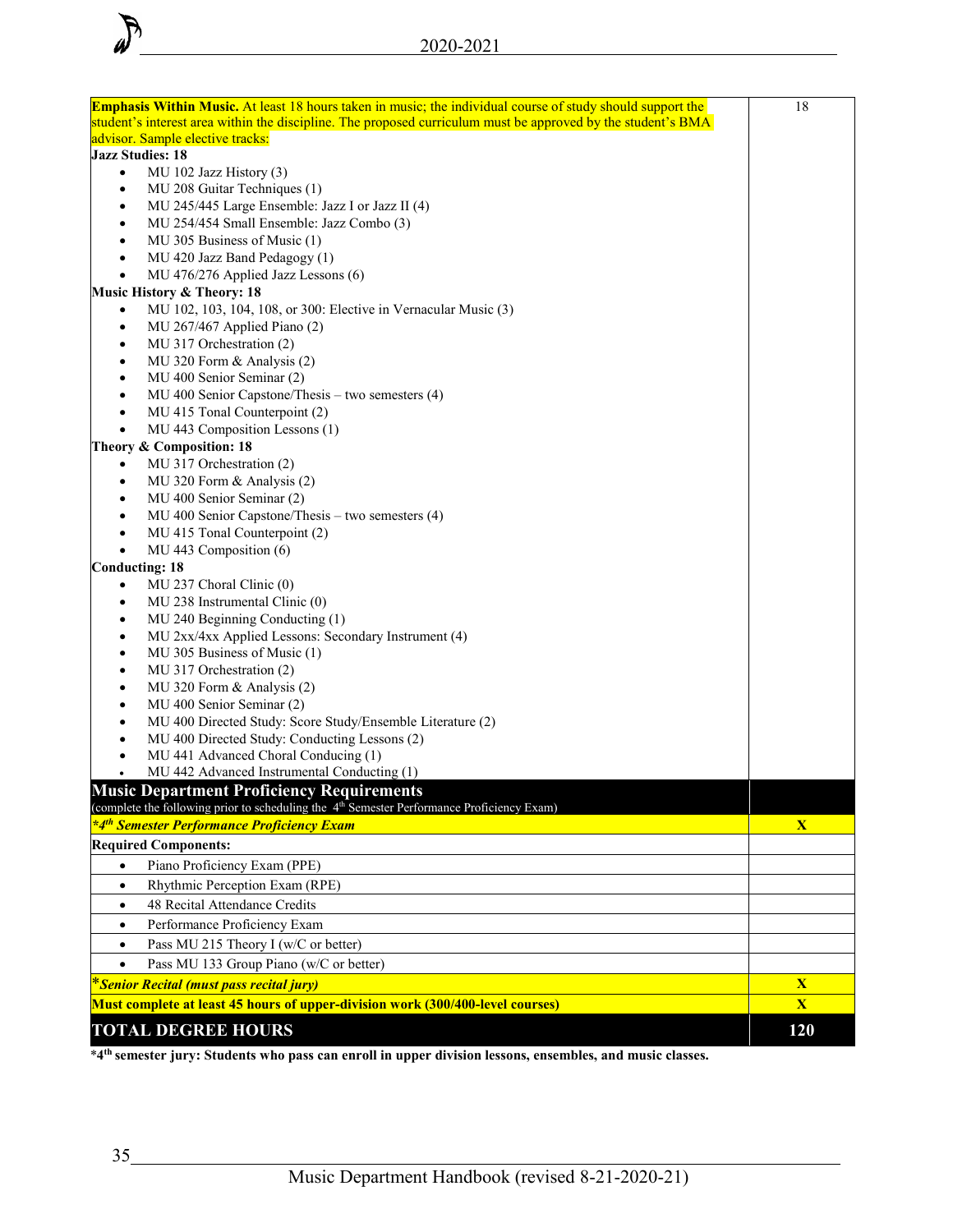| | |
|---|---|
| **Emphasis Within Music.** At least 18 hours taken in music; the individual course of study should support the student's interest area within the discipline. The proposed curriculum must be approved by the student's BMA advisor. Sample elective tracks:<br>**Jazz Studies: 18**<br>• MU 102 Jazz History (3)<br>• MU 208 Guitar Techniques (1)<br>• MU 245/445 Large Ensemble: Jazz I or Jazz II (4)<br>• MU 254/454 Small Ensemble: Jazz Combo (3)<br>• MU 305 Business of Music (1)<br>• MU 420 Jazz Band Pedagogy (1)<br>• MU 476/276 Applied Jazz Lessons (6)<br>**Music History & Theory: 18**<br>• MU 102, 103, 104, 108, or 300: Elective in Vernacular Music (3)<br>• MU 267/467 Applied Piano (2)<br>• MU 317 Orchestration (2)<br>• MU 320 Form & Analysis (2)<br>• MU 400 Senior Seminar (2)<br>• MU 400 Senior Capstone/Thesis – two semesters (4)<br>• MU 415 Tonal Counterpoint (2)<br>• MU 443 Composition Lessons (1)<br>**Theory & Composition: 18**<br>• MU 317 Orchestration (2)<br>• MU 320 Form & Analysis (2)<br>• MU 400 Senior Seminar (2)<br>• MU 400 Senior Capstone/Thesis – two semesters (4)<br>• MU 415 Tonal Counterpoint (2)<br>• MU 443 Composition (6)<br>**Conducting: 18**<br>• MU 237 Choral Clinic (0)<br>• MU 238 Instrumental Clinic (0)<br>• MU 240 Beginning Conducting (1)<br>• MU 2xx/4xx Applied Lessons: Secondary Instrument (4)<br>• MU 305 Business of Music (1)<br>• MU 317 Orchestration (2)<br>• MU 320 Form & Analysis (2)<br>• MU 400 Senior Seminar (2)<br>• MU 400 Directed Study: Score Study/Ensemble Literature (2)<br>• MU 400 Directed Study: Conducting Lessons (2)<br>• MU 441 Advanced Choral Conducing (1)<br>• MU 442 Advanced Instrumental Conducting (1) | 18 |
| **Music Department Proficiency Requirements**<br>(complete the following prior to scheduling the 4th Semester Performance Proficiency Exam) | |
| ***4th Semester Performance Proficiency Exam*** | **X** |
| **Required Components:** | |
| • Piano Proficiency Exam (PPE) | |
| • Rhythmic Perception Exam (RPE) | |
| • 48 Recital Attendance Credits | |
| • Performance Proficiency Exam | |
| • Pass MU 215 Theory I (w/C or better) | |
| • Pass MU 133 Group Piano (w/C or better) | |
| ***Senior Recital (must pass recital jury)*** | **X** |
| **Must complete at least 45 hours of upper-division work (300/400-level courses)** | **X** |
| **TOTAL DEGREE HOURS** | **120** |

***4th semester jury: Students who pass can enroll in upper division lessons, ensembles, and music classes.**